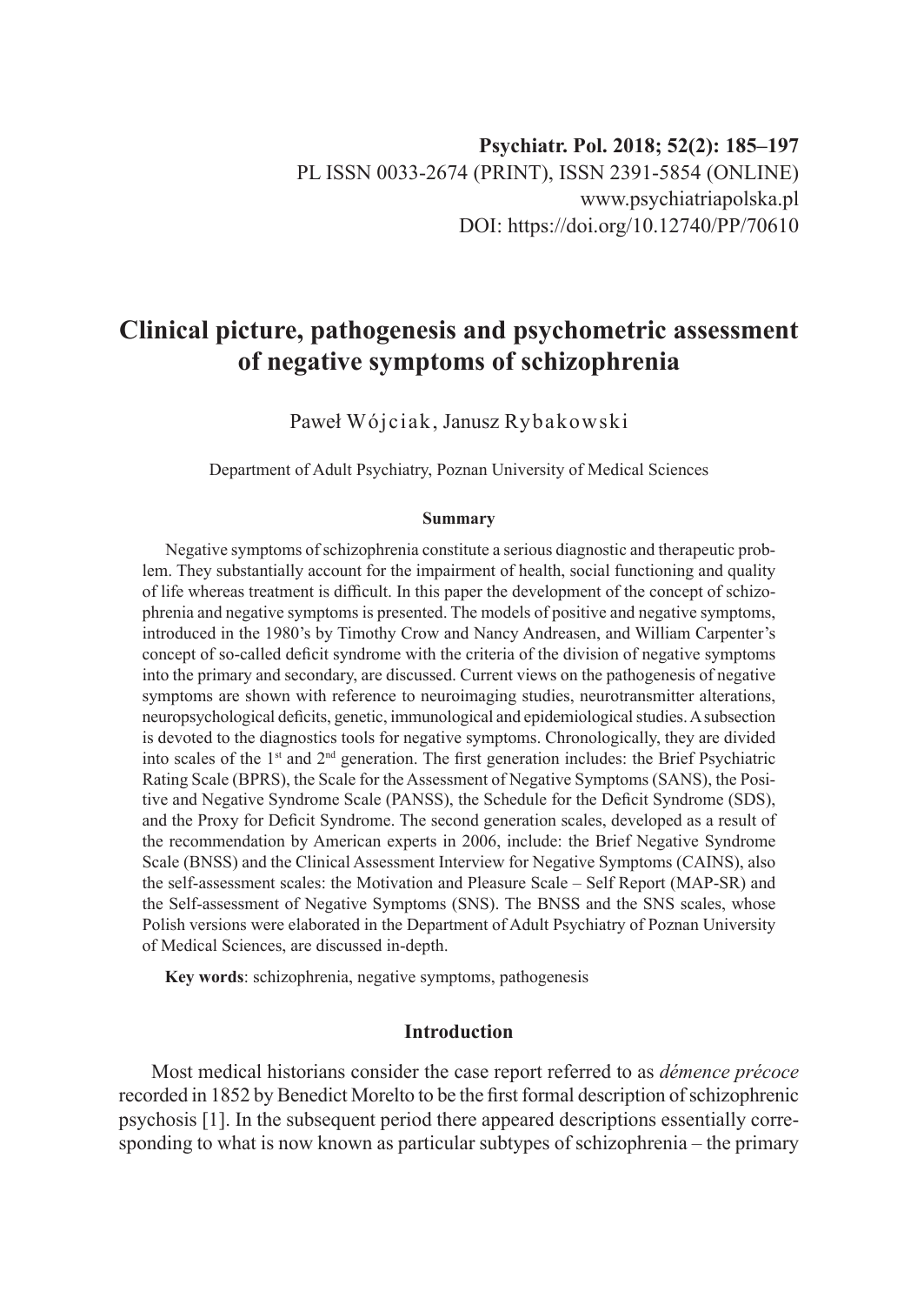**Psychiatr. Pol. 2018; 52(2): 185–197**
PL ISSN 0033-2674 (PRINT), ISSN 2391-5854 (ONLINE)
www.psychiatriapolska.pl
DOI: https://doi.org/10.12740/PP/70610

# Clinical picture, pathogenesis and psychometric assessment of negative symptoms of schizophrenia

Paweł Wójciak, Janusz Rybakowski

Department of Adult Psychiatry, Poznan University of Medical Sciences

### Summary

Negative symptoms of schizophrenia constitute a serious diagnostic and therapeutic problem. They substantially account for the impairment of health, social functioning and quality of life whereas treatment is difficult. In this paper the development of the concept of schizophrenia and negative symptoms is presented. The models of positive and negative symptoms, introduced in the 1980's by Timothy Crow and Nancy Andreasen, and William Carpenter's concept of so-called deficit syndrome with the criteria of the division of negative symptoms into the primary and secondary, are discussed. Current views on the pathogenesis of negative symptoms are shown with reference to neuroimaging studies, neurotransmitter alterations, neuropsychological deficits, genetic, immunological and epidemiological studies. A subsection is devoted to the diagnostics tools for negative symptoms. Chronologically, they are divided into scales of the 1st and 2nd generation. The first generation includes: the Brief Psychiatric Rating Scale (BPRS), the Scale for the Assessment of Negative Symptoms (SANS), the Positive and Negative Syndrome Scale (PANSS), the Schedule for the Deficit Syndrome (SDS), and the Proxy for Deficit Syndrome. The second generation scales, developed as a result of the recommendation by American experts in 2006, include: the Brief Negative Syndrome Scale (BNSS) and the Clinical Assessment Interview for Negative Symptoms (CAINS), also the self-assessment scales: the Motivation and Pleasure Scale – Self Report (MAP-SR) and the Self-assessment of Negative Symptoms (SNS). The BNSS and the SNS scales, whose Polish versions were elaborated in the Department of Adult Psychiatry of Poznan University of Medical Sciences, are discussed in-depth.

**Key words**: schizophrenia, negative symptoms, pathogenesis

## Introduction

Most medical historians consider the case report referred to as *démence précoce* recorded in 1852 by Benedict Morelto to be the first formal description of schizophrenic psychosis [1]. In the subsequent period there appeared descriptions essentially corresponding to what is now known as particular subtypes of schizophrenia – the primary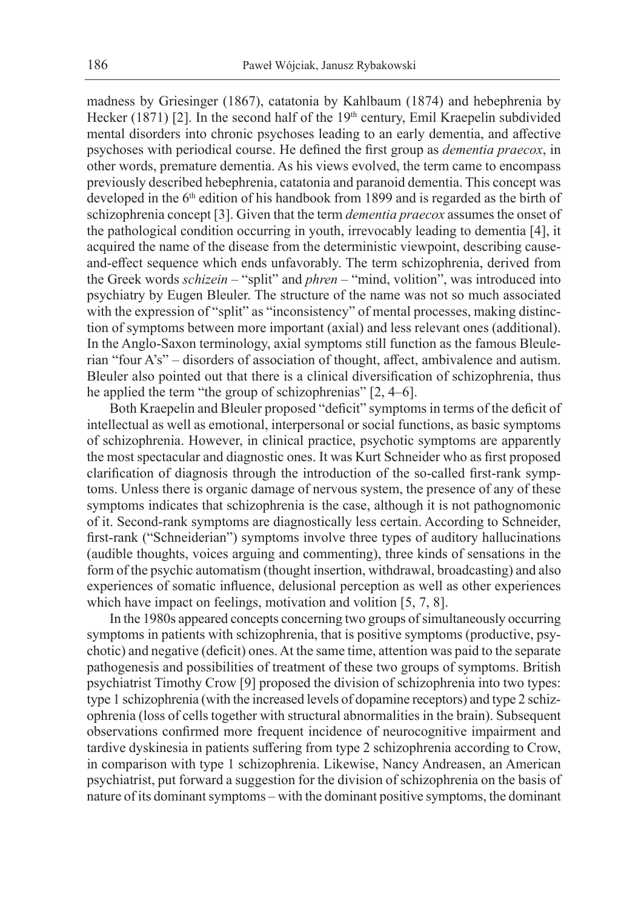madness by Griesinger (1867), catatonia by Kahlbaum (1874) and hebephrenia by Hecker (1871) [2]. In the second half of the 19th century, Emil Kraepelin subdivided mental disorders into chronic psychoses leading to an early dementia, and affective psychoses with periodical course. He defined the first group as *dementia praecox*, in other words, premature dementia. As his views evolved, the term came to encompass previously described hebephrenia, catatonia and paranoid dementia. This concept was developed in the 6th edition of his handbook from 1899 and is regarded as the birth of schizophrenia concept [3]. Given that the term *dementia praecox* assumes the onset of the pathological condition occurring in youth, irrevocably leading to dementia [4], it acquired the name of the disease from the deterministic viewpoint, describing cause-and-effect sequence which ends unfavorably. The term schizophrenia, derived from the Greek words *schizein* – "split" and *phren* – "mind, volition", was introduced into psychiatry by Eugen Bleuler. The structure of the name was not so much associated with the expression of "split" as "inconsistency" of mental processes, making distinction of symptoms between more important (axial) and less relevant ones (additional). In the Anglo-Saxon terminology, axial symptoms still function as the famous Bleulerian "four A's" – disorders of association of thought, affect, ambivalence and autism. Bleuler also pointed out that there is a clinical diversification of schizophrenia, thus he applied the term "the group of schizophrenias" [2, 4–6].

Both Kraepelin and Bleuler proposed "deficit" symptoms in terms of the deficit of intellectual as well as emotional, interpersonal or social functions, as basic symptoms of schizophrenia. However, in clinical practice, psychotic symptoms are apparently the most spectacular and diagnostic ones. It was Kurt Schneider who as first proposed clarification of diagnosis through the introduction of the so-called first-rank symptoms. Unless there is organic damage of nervous system, the presence of any of these symptoms indicates that schizophrenia is the case, although it is not pathognomonic of it. Second-rank symptoms are diagnostically less certain. According to Schneider, first-rank ("Schneiderian") symptoms involve three types of auditory hallucinations (audible thoughts, voices arguing and commenting), three kinds of sensations in the form of the psychic automatism (thought insertion, withdrawal, broadcasting) and also experiences of somatic influence, delusional perception as well as other experiences which have impact on feelings, motivation and volition [5, 7, 8].

In the 1980s appeared concepts concerning two groups of simultaneously occurring symptoms in patients with schizophrenia, that is positive symptoms (productive, psychotic) and negative (deficit) ones. At the same time, attention was paid to the separate pathogenesis and possibilities of treatment of these two groups of symptoms. British psychiatrist Timothy Crow [9] proposed the division of schizophrenia into two types: type 1 schizophrenia (with the increased levels of dopamine receptors) and type 2 schizophrenia (loss of cells together with structural abnormalities in the brain). Subsequent observations confirmed more frequent incidence of neurocognitive impairment and tardive dyskinesia in patients suffering from type 2 schizophrenia according to Crow, in comparison with type 1 schizophrenia. Likewise, Nancy Andreasen, an American psychiatrist, put forward a suggestion for the division of schizophrenia on the basis of nature of its dominant symptoms – with the dominant positive symptoms, the dominant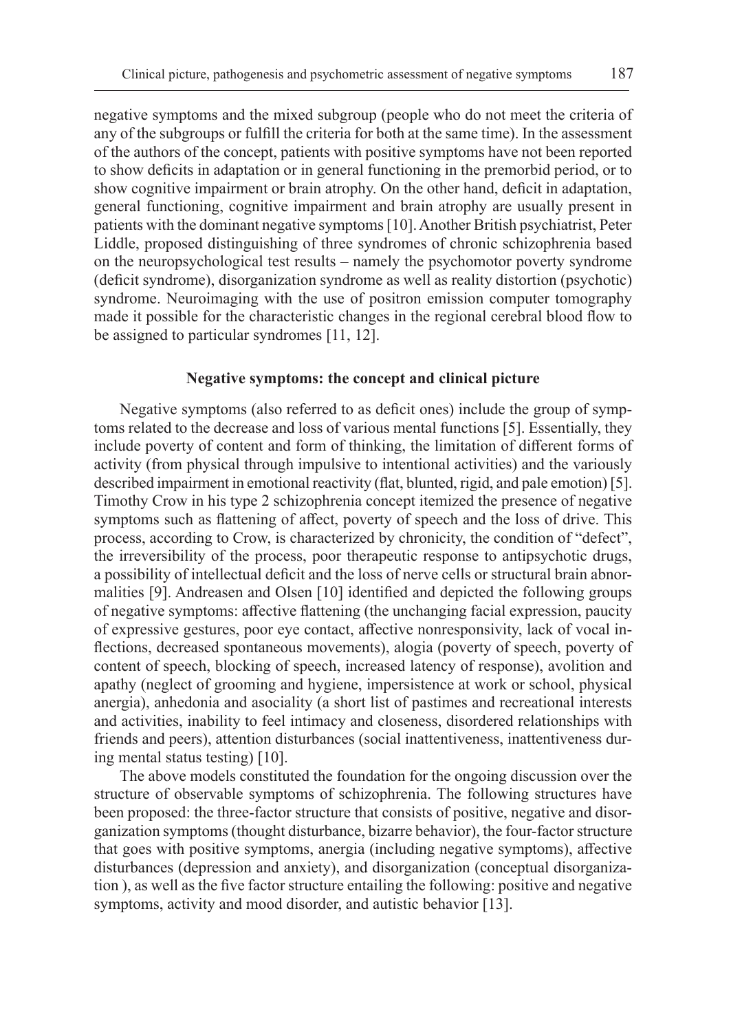negative symptoms and the mixed subgroup (people who do not meet the criteria of any of the subgroups or fulfill the criteria for both at the same time). In the assessment of the authors of the concept, patients with positive symptoms have not been reported to show deficits in adaptation or in general functioning in the premorbid period, or to show cognitive impairment or brain atrophy. On the other hand, deficit in adaptation, general functioning, cognitive impairment and brain atrophy are usually present in patients with the dominant negative symptoms [10]. Another British psychiatrist, Peter Liddle, proposed distinguishing of three syndromes of chronic schizophrenia based on the neuropsychological test results – namely the psychomotor poverty syndrome (deficit syndrome), disorganization syndrome as well as reality distortion (psychotic) syndrome. Neuroimaging with the use of positron emission computer tomography made it possible for the characteristic changes in the regional cerebral blood flow to be assigned to particular syndromes [11, 12].

## Negative symptoms: the concept and clinical picture

Negative symptoms (also referred to as deficit ones) include the group of symptoms related to the decrease and loss of various mental functions [5]. Essentially, they include poverty of content and form of thinking, the limitation of different forms of activity (from physical through impulsive to intentional activities) and the variously described impairment in emotional reactivity (flat, blunted, rigid, and pale emotion) [5]. Timothy Crow in his type 2 schizophrenia concept itemized the presence of negative symptoms such as flattening of affect, poverty of speech and the loss of drive. This process, according to Crow, is characterized by chronicity, the condition of "defect", the irreversibility of the process, poor therapeutic response to antipsychotic drugs, a possibility of intellectual deficit and the loss of nerve cells or structural brain abnormalities [9]. Andreasen and Olsen [10] identified and depicted the following groups of negative symptoms: affective flattening (the unchanging facial expression, paucity of expressive gestures, poor eye contact, affective nonresponsivity, lack of vocal inflections, decreased spontaneous movements), alogia (poverty of speech, poverty of content of speech, blocking of speech, increased latency of response), avolition and apathy (neglect of grooming and hygiene, impersistence at work or school, physical anergia), anhedonia and asociality (a short list of pastimes and recreational interests and activities, inability to feel intimacy and closeness, disordered relationships with friends and peers), attention disturbances (social inattentiveness, inattentiveness during mental status testing) [10].

The above models constituted the foundation for the ongoing discussion over the structure of observable symptoms of schizophrenia. The following structures have been proposed: the three-factor structure that consists of positive, negative and disorganization symptoms (thought disturbance, bizarre behavior), the four-factor structure that goes with positive symptoms, anergia (including negative symptoms), affective disturbances (depression and anxiety), and disorganization (conceptual disorganization ), as well as the five factor structure entailing the following: positive and negative symptoms, activity and mood disorder, and autistic behavior [13].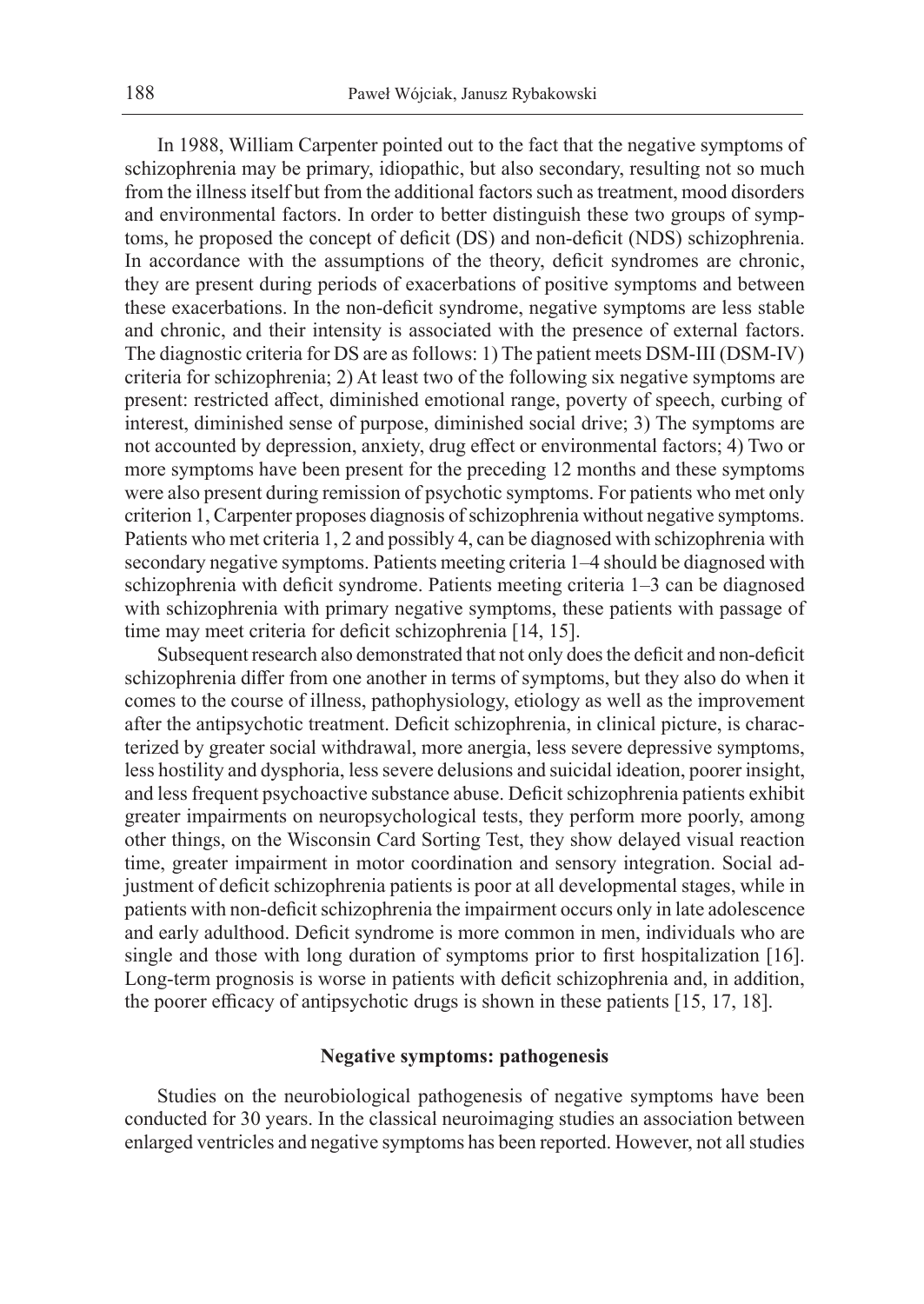In 1988, William Carpenter pointed out to the fact that the negative symptoms of schizophrenia may be primary, idiopathic, but also secondary, resulting not so much from the illness itself but from the additional factors such as treatment, mood disorders and environmental factors. In order to better distinguish these two groups of symptoms, he proposed the concept of deficit (DS) and non-deficit (NDS) schizophrenia. In accordance with the assumptions of the theory, deficit syndromes are chronic, they are present during periods of exacerbations of positive symptoms and between these exacerbations. In the non-deficit syndrome, negative symptoms are less stable and chronic, and their intensity is associated with the presence of external factors. The diagnostic criteria for DS are as follows: 1) The patient meets DSM-III (DSM-IV) criteria for schizophrenia; 2) At least two of the following six negative symptoms are present: restricted affect, diminished emotional range, poverty of speech, curbing of interest, diminished sense of purpose, diminished social drive; 3) The symptoms are not accounted by depression, anxiety, drug effect or environmental factors; 4) Two or more symptoms have been present for the preceding 12 months and these symptoms were also present during remission of psychotic symptoms. For patients who met only criterion 1, Carpenter proposes diagnosis of schizophrenia without negative symptoms. Patients who met criteria 1, 2 and possibly 4, can be diagnosed with schizophrenia with secondary negative symptoms. Patients meeting criteria 1–4 should be diagnosed with schizophrenia with deficit syndrome. Patients meeting criteria 1–3 can be diagnosed with schizophrenia with primary negative symptoms, these patients with passage of time may meet criteria for deficit schizophrenia [14, 15].

Subsequent research also demonstrated that not only does the deficit and non-deficit schizophrenia differ from one another in terms of symptoms, but they also do when it comes to the course of illness, pathophysiology, etiology as well as the improvement after the antipsychotic treatment. Deficit schizophrenia, in clinical picture, is characterized by greater social withdrawal, more anergia, less severe depressive symptoms, less hostility and dysphoria, less severe delusions and suicidal ideation, poorer insight, and less frequent psychoactive substance abuse. Deficit schizophrenia patients exhibit greater impairments on neuropsychological tests, they perform more poorly, among other things, on the Wisconsin Card Sorting Test, they show delayed visual reaction time, greater impairment in motor coordination and sensory integration. Social adjustment of deficit schizophrenia patients is poor at all developmental stages, while in patients with non-deficit schizophrenia the impairment occurs only in late adolescence and early adulthood. Deficit syndrome is more common in men, individuals who are single and those with long duration of symptoms prior to first hospitalization [16]. Long-term prognosis is worse in patients with deficit schizophrenia and, in addition, the poorer efficacy of antipsychotic drugs is shown in these patients [15, 17, 18].

## Negative symptoms: pathogenesis

Studies on the neurobiological pathogenesis of negative symptoms have been conducted for 30 years. In the classical neuroimaging studies an association between enlarged ventricles and negative symptoms has been reported. However, not all studies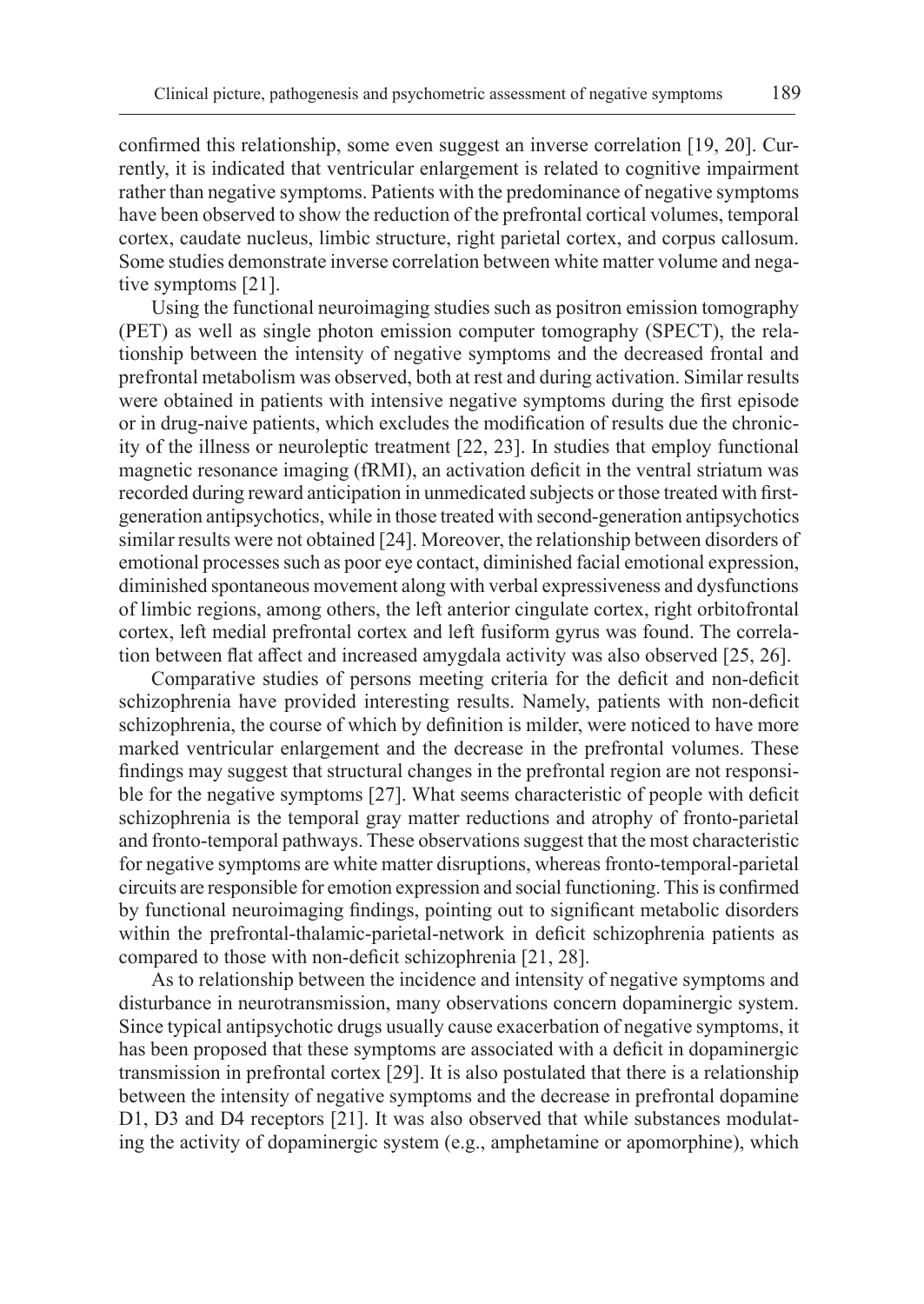confirmed this relationship, some even suggest an inverse correlation [19, 20]. Currently, it is indicated that ventricular enlargement is related to cognitive impairment rather than negative symptoms. Patients with the predominance of negative symptoms have been observed to show the reduction of the prefrontal cortical volumes, temporal cortex, caudate nucleus, limbic structure, right parietal cortex, and corpus callosum. Some studies demonstrate inverse correlation between white matter volume and negative symptoms [21].

Using the functional neuroimaging studies such as positron emission tomography (PET) as well as single photon emission computer tomography (SPECT), the relationship between the intensity of negative symptoms and the decreased frontal and prefrontal metabolism was observed, both at rest and during activation. Similar results were obtained in patients with intensive negative symptoms during the first episode or in drug-naive patients, which excludes the modification of results due the chronicity of the illness or neuroleptic treatment [22, 23]. In studies that employ functional magnetic resonance imaging (fRMI), an activation deficit in the ventral striatum was recorded during reward anticipation in unmedicated subjects or those treated with first-generation antipsychotics, while in those treated with second-generation antipsychotics similar results were not obtained [24]. Moreover, the relationship between disorders of emotional processes such as poor eye contact, diminished facial emotional expression, diminished spontaneous movement along with verbal expressiveness and dysfunctions of limbic regions, among others, the left anterior cingulate cortex, right orbitofrontal cortex, left medial prefrontal cortex and left fusiform gyrus was found. The correlation between flat affect and increased amygdala activity was also observed [25, 26].

Comparative studies of persons meeting criteria for the deficit and non-deficit schizophrenia have provided interesting results. Namely, patients with non-deficit schizophrenia, the course of which by definition is milder, were noticed to have more marked ventricular enlargement and the decrease in the prefrontal volumes. These findings may suggest that structural changes in the prefrontal region are not responsible for the negative symptoms [27]. What seems characteristic of people with deficit schizophrenia is the temporal gray matter reductions and atrophy of fronto-parietal and fronto-temporal pathways. These observations suggest that the most characteristic for negative symptoms are white matter disruptions, whereas fronto-temporal-parietal circuits are responsible for emotion expression and social functioning. This is confirmed by functional neuroimaging findings, pointing out to significant metabolic disorders within the prefrontal-thalamic-parietal-network in deficit schizophrenia patients as compared to those with non-deficit schizophrenia [21, 28].

As to relationship between the incidence and intensity of negative symptoms and disturbance in neurotransmission, many observations concern dopaminergic system. Since typical antipsychotic drugs usually cause exacerbation of negative symptoms, it has been proposed that these symptoms are associated with a deficit in dopaminergic transmission in prefrontal cortex [29]. It is also postulated that there is a relationship between the intensity of negative symptoms and the decrease in prefrontal dopamine D1, D3 and D4 receptors [21]. It was also observed that while substances modulating the activity of dopaminergic system (e.g., amphetamine or apomorphine), which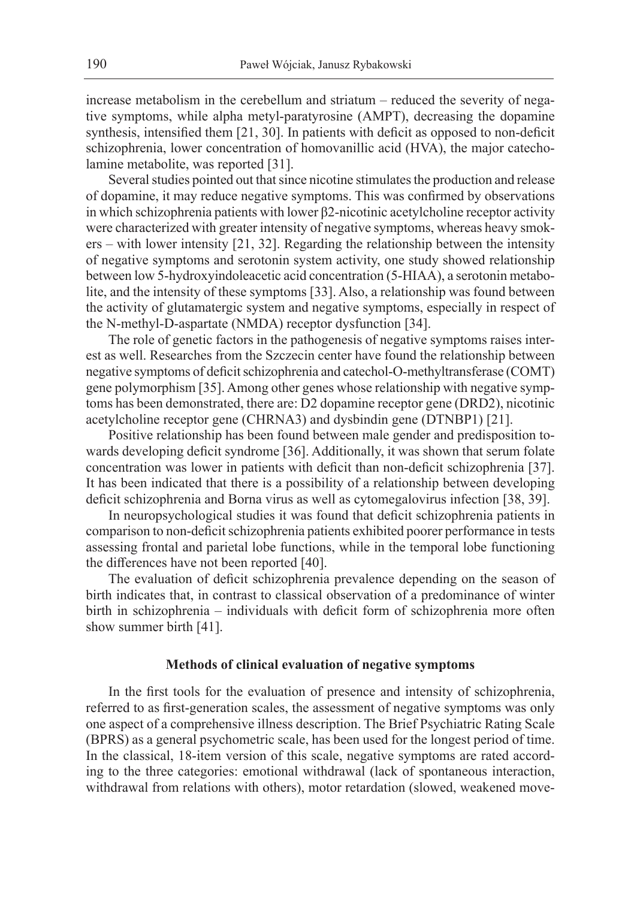increase metabolism in the cerebellum and striatum – reduced the severity of negative symptoms, while alpha metyl-paratyrosine (AMPT), decreasing the dopamine synthesis, intensified them [21, 30]. In patients with deficit as opposed to non-deficit schizophrenia, lower concentration of homovanillic acid (HVA), the major catecholamine metabolite, was reported [31].

Several studies pointed out that since nicotine stimulates the production and release of dopamine, it may reduce negative symptoms. This was confirmed by observations in which schizophrenia patients with lower β2-nicotinic acetylcholine receptor activity were characterized with greater intensity of negative symptoms, whereas heavy smokers – with lower intensity [21, 32]. Regarding the relationship between the intensity of negative symptoms and serotonin system activity, one study showed relationship between low 5-hydroxyindoleacetic acid concentration (5-HIAA), a serotonin metabolite, and the intensity of these symptoms [33]. Also, a relationship was found between the activity of glutamatergic system and negative symptoms, especially in respect of the N-methyl-D-aspartate (NMDA) receptor dysfunction [34].

The role of genetic factors in the pathogenesis of negative symptoms raises interest as well. Researches from the Szczecin center have found the relationship between negative symptoms of deficit schizophrenia and catechol-O-methyltransferase (COMT) gene polymorphism [35]. Among other genes whose relationship with negative symptoms has been demonstrated, there are: D2 dopamine receptor gene (DRD2), nicotinic acetylcholine receptor gene (CHRNA3) and dysbindin gene (DTNBP1) [21].

Positive relationship has been found between male gender and predisposition towards developing deficit syndrome [36]. Additionally, it was shown that serum folate concentration was lower in patients with deficit than non-deficit schizophrenia [37]. It has been indicated that there is a possibility of a relationship between developing deficit schizophrenia and Borna virus as well as cytomegalovirus infection [38, 39].

In neuropsychological studies it was found that deficit schizophrenia patients in comparison to non-deficit schizophrenia patients exhibited poorer performance in tests assessing frontal and parietal lobe functions, while in the temporal lobe functioning the differences have not been reported [40].

The evaluation of deficit schizophrenia prevalence depending on the season of birth indicates that, in contrast to classical observation of a predominance of winter birth in schizophrenia – individuals with deficit form of schizophrenia more often show summer birth [41].

## Methods of clinical evaluation of negative symptoms

In the first tools for the evaluation of presence and intensity of schizophrenia, referred to as first-generation scales, the assessment of negative symptoms was only one aspect of a comprehensive illness description. The Brief Psychiatric Rating Scale (BPRS) as a general psychometric scale, has been used for the longest period of time. In the classical, 18-item version of this scale, negative symptoms are rated according to the three categories: emotional withdrawal (lack of spontaneous interaction, withdrawal from relations with others), motor retardation (slowed, weakened move-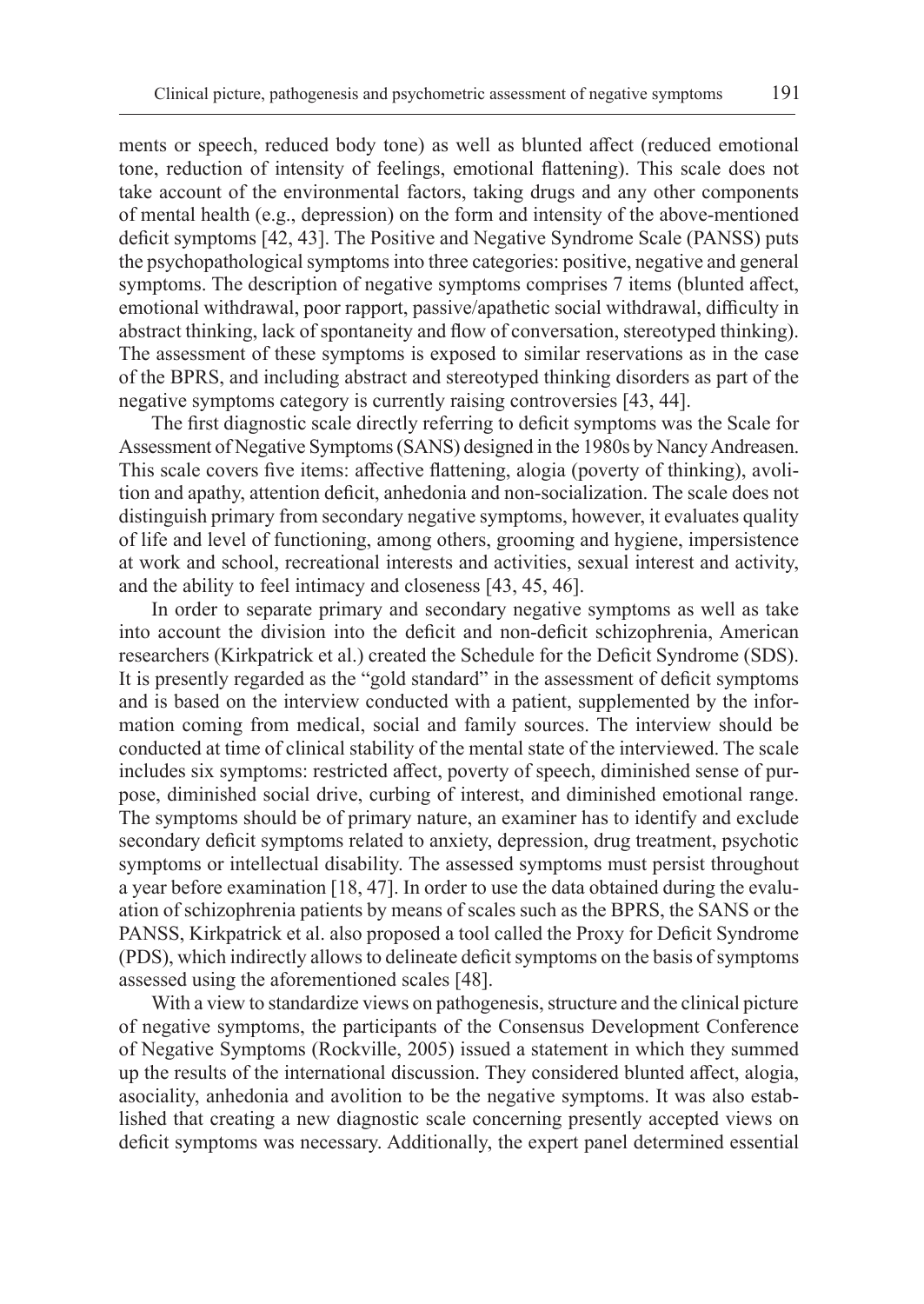ments or speech, reduced body tone) as well as blunted affect (reduced emotional tone, reduction of intensity of feelings, emotional flattening). This scale does not take account of the environmental factors, taking drugs and any other components of mental health (e.g., depression) on the form and intensity of the above-mentioned deficit symptoms [42, 43]. The Positive and Negative Syndrome Scale (PANSS) puts the psychopathological symptoms into three categories: positive, negative and general symptoms. The description of negative symptoms comprises 7 items (blunted affect, emotional withdrawal, poor rapport, passive/apathetic social withdrawal, difficulty in abstract thinking, lack of spontaneity and flow of conversation, stereotyped thinking). The assessment of these symptoms is exposed to similar reservations as in the case of the BPRS, and including abstract and stereotyped thinking disorders as part of the negative symptoms category is currently raising controversies [43, 44].

The first diagnostic scale directly referring to deficit symptoms was the Scale for Assessment of Negative Symptoms (SANS) designed in the 1980s by Nancy Andreasen. This scale covers five items: affective flattening, alogia (poverty of thinking), avolition and apathy, attention deficit, anhedonia and non-socialization. The scale does not distinguish primary from secondary negative symptoms, however, it evaluates quality of life and level of functioning, among others, grooming and hygiene, impersistence at work and school, recreational interests and activities, sexual interest and activity, and the ability to feel intimacy and closeness [43, 45, 46].

In order to separate primary and secondary negative symptoms as well as take into account the division into the deficit and non-deficit schizophrenia, American researchers (Kirkpatrick et al.) created the Schedule for the Deficit Syndrome (SDS). It is presently regarded as the "gold standard" in the assessment of deficit symptoms and is based on the interview conducted with a patient, supplemented by the information coming from medical, social and family sources. The interview should be conducted at time of clinical stability of the mental state of the interviewed. The scale includes six symptoms: restricted affect, poverty of speech, diminished sense of purpose, diminished social drive, curbing of interest, and diminished emotional range. The symptoms should be of primary nature, an examiner has to identify and exclude secondary deficit symptoms related to anxiety, depression, drug treatment, psychotic symptoms or intellectual disability. The assessed symptoms must persist throughout a year before examination [18, 47]. In order to use the data obtained during the evaluation of schizophrenia patients by means of scales such as the BPRS, the SANS or the PANSS, Kirkpatrick et al. also proposed a tool called the Proxy for Deficit Syndrome (PDS), which indirectly allows to delineate deficit symptoms on the basis of symptoms assessed using the aforementioned scales [48].

With a view to standardize views on pathogenesis, structure and the clinical picture of negative symptoms, the participants of the Consensus Development Conference of Negative Symptoms (Rockville, 2005) issued a statement in which they summed up the results of the international discussion. They considered blunted affect, alogia, asociality, anhedonia and avolition to be the negative symptoms. It was also established that creating a new diagnostic scale concerning presently accepted views on deficit symptoms was necessary. Additionally, the expert panel determined essential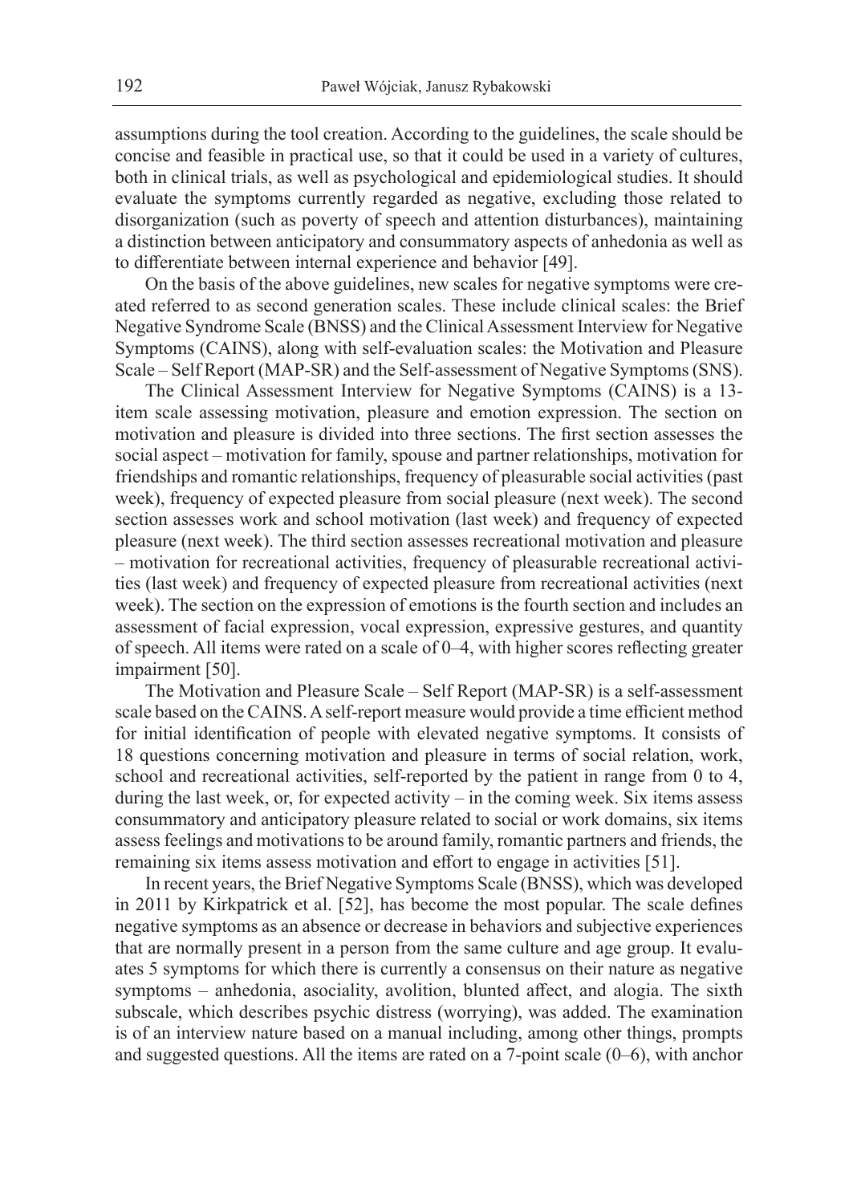assumptions during the tool creation. According to the guidelines, the scale should be concise and feasible in practical use, so that it could be used in a variety of cultures, both in clinical trials, as well as psychological and epidemiological studies. It should evaluate the symptoms currently regarded as negative, excluding those related to disorganization (such as poverty of speech and attention disturbances), maintaining a distinction between anticipatory and consummatory aspects of anhedonia as well as to differentiate between internal experience and behavior [49].

On the basis of the above guidelines, new scales for negative symptoms were created referred to as second generation scales. These include clinical scales: the Brief Negative Syndrome Scale (BNSS) and the Clinical Assessment Interview for Negative Symptoms (CAINS), along with self-evaluation scales: the Motivation and Pleasure Scale – Self Report (MAP-SR) and the Self-assessment of Negative Symptoms (SNS).

The Clinical Assessment Interview for Negative Symptoms (CAINS) is a 13-item scale assessing motivation, pleasure and emotion expression. The section on motivation and pleasure is divided into three sections. The first section assesses the social aspect – motivation for family, spouse and partner relationships, motivation for friendships and romantic relationships, frequency of pleasurable social activities (past week), frequency of expected pleasure from social pleasure (next week). The second section assesses work and school motivation (last week) and frequency of expected pleasure (next week). The third section assesses recreational motivation and pleasure – motivation for recreational activities, frequency of pleasurable recreational activities (last week) and frequency of expected pleasure from recreational activities (next week). The section on the expression of emotions is the fourth section and includes an assessment of facial expression, vocal expression, expressive gestures, and quantity of speech. All items were rated on a scale of 0–4, with higher scores reflecting greater impairment [50].

The Motivation and Pleasure Scale – Self Report (MAP-SR) is a self-assessment scale based on the CAINS. A self-report measure would provide a time efficient method for initial identification of people with elevated negative symptoms. It consists of 18 questions concerning motivation and pleasure in terms of social relation, work, school and recreational activities, self-reported by the patient in range from 0 to 4, during the last week, or, for expected activity – in the coming week. Six items assess consummatory and anticipatory pleasure related to social or work domains, six items assess feelings and motivations to be around family, romantic partners and friends, the remaining six items assess motivation and effort to engage in activities [51].

In recent years, the Brief Negative Symptoms Scale (BNSS), which was developed in 2011 by Kirkpatrick et al. [52], has become the most popular. The scale defines negative symptoms as an absence or decrease in behaviors and subjective experiences that are normally present in a person from the same culture and age group. It evaluates 5 symptoms for which there is currently a consensus on their nature as negative symptoms – anhedonia, asociality, avolition, blunted affect, and alogia. The sixth subscale, which describes psychic distress (worrying), was added. The examination is of an interview nature based on a manual including, among other things, prompts and suggested questions. All the items are rated on a 7-point scale (0–6), with anchor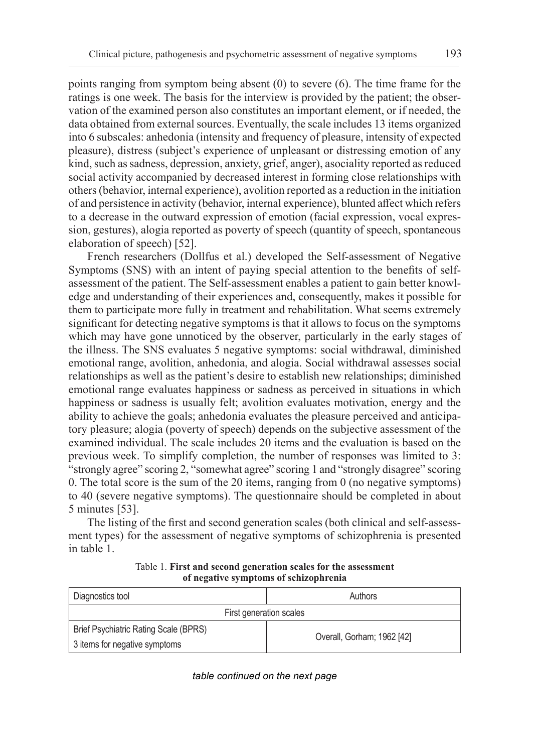points ranging from symptom being absent (0) to severe (6). The time frame for the ratings is one week. The basis for the interview is provided by the patient; the observation of the examined person also constitutes an important element, or if needed, the data obtained from external sources. Eventually, the scale includes 13 items organized into 6 subscales: anhedonia (intensity and frequency of pleasure, intensity of expected pleasure), distress (subject's experience of unpleasant or distressing emotion of any kind, such as sadness, depression, anxiety, grief, anger), asociality reported as reduced social activity accompanied by decreased interest in forming close relationships with others (behavior, internal experience), avolition reported as a reduction in the initiation of and persistence in activity (behavior, internal experience), blunted affect which refers to a decrease in the outward expression of emotion (facial expression, vocal expression, gestures), alogia reported as poverty of speech (quantity of speech, spontaneous elaboration of speech) [52].

French researchers (Dollfus et al.) developed the Self-assessment of Negative Symptoms (SNS) with an intent of paying special attention to the benefits of self-assessment of the patient. The Self-assessment enables a patient to gain better knowledge and understanding of their experiences and, consequently, makes it possible for them to participate more fully in treatment and rehabilitation. What seems extremely significant for detecting negative symptoms is that it allows to focus on the symptoms which may have gone unnoticed by the observer, particularly in the early stages of the illness. The SNS evaluates 5 negative symptoms: social withdrawal, diminished emotional range, avolition, anhedonia, and alogia. Social withdrawal assesses social relationships as well as the patient's desire to establish new relationships; diminished emotional range evaluates happiness or sadness as perceived in situations in which happiness or sadness is usually felt; avolition evaluates motivation, energy and the ability to achieve the goals; anhedonia evaluates the pleasure perceived and anticipatory pleasure; alogia (poverty of speech) depends on the subjective assessment of the examined individual. The scale includes 20 items and the evaluation is based on the previous week. To simplify completion, the number of responses was limited to 3: "strongly agree" scoring 2, "somewhat agree" scoring 1 and "strongly disagree" scoring 0. The total score is the sum of the 20 items, ranging from 0 (no negative symptoms) to 40 (severe negative symptoms). The questionnaire should be completed in about 5 minutes [53].

The listing of the first and second generation scales (both clinical and self-assessment types) for the assessment of negative symptoms of schizophrenia is presented in table 1.

Table 1. **First and second generation scales for the assessment of negative symptoms of schizophrenia**

| Diagnostics tool | Authors |
|---|---|
| First generation scales | |
| Brief Psychiatric Rating Scale (BPRS)<br>3 items for negative symptoms | Overall, Gorham; 1962 [42] |

*table continued on the next page*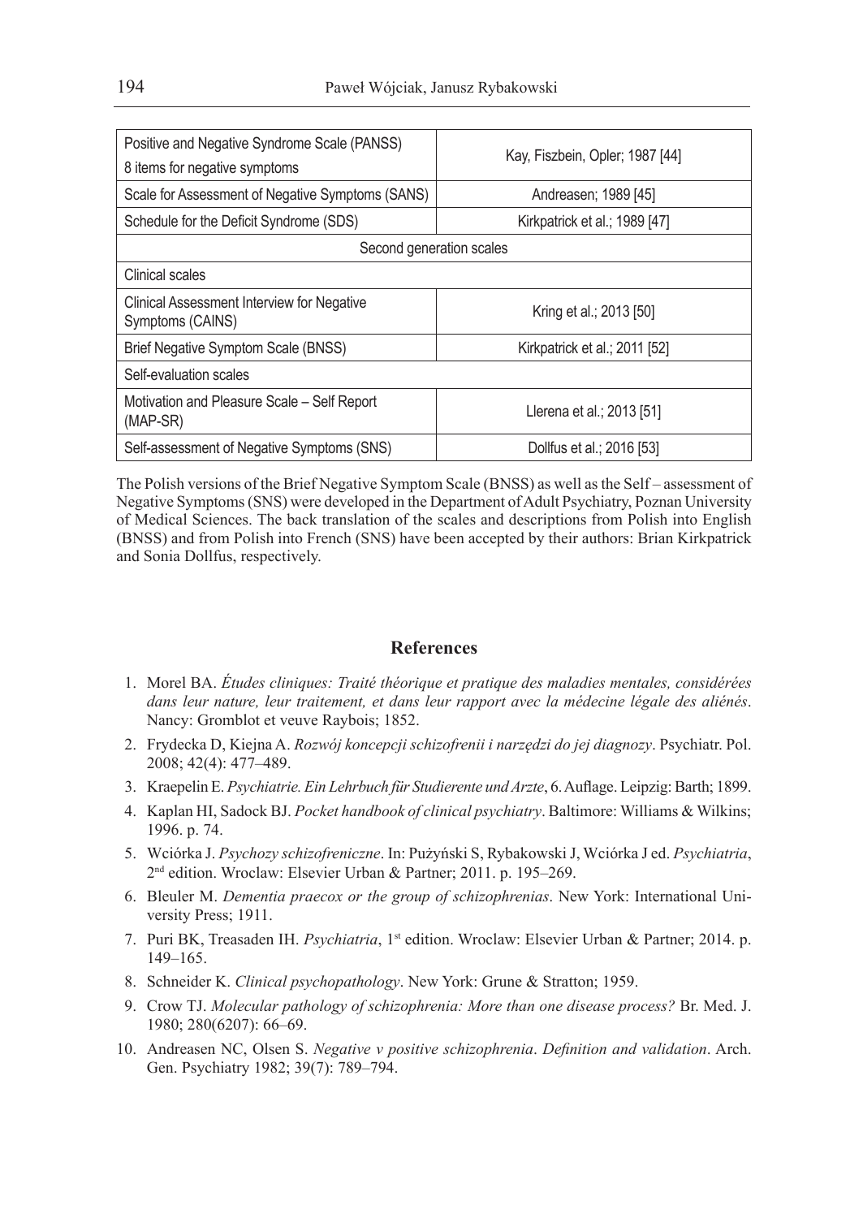| | |
|---|---|
| Positive and Negative Syndrome Scale (PANSS) 8 items for negative symptoms | Kay, Fiszbein, Opler; 1987 [44] |
| Scale for Assessment of Negative Symptoms (SANS) | Andreasen; 1989 [45] |
| Schedule for the Deficit Syndrome (SDS) | Kirkpatrick et al.; 1989 [47] |
| Second generation scales | |
| Clinical scales | |
| Clinical Assessment Interview for Negative Symptoms (CAINS) | Kring et al.; 2013 [50] |
| Brief Negative Symptom Scale (BNSS) | Kirkpatrick et al.; 2011 [52] |
| Self-evaluation scales | |
| Motivation and Pleasure Scale – Self Report (MAP-SR) | Llerena et al.; 2013 [51] |
| Self-assessment of Negative Symptoms (SNS) | Dollfus et al.; 2016 [53] |

The Polish versions of the Brief Negative Symptom Scale (BNSS) as well as the Self – assessment of Negative Symptoms (SNS) were developed in the Department of Adult Psychiatry, Poznan University of Medical Sciences. The back translation of the scales and descriptions from Polish into English (BNSS) and from Polish into French (SNS) have been accepted by their authors: Brian Kirkpatrick and Sonia Dollfus, respectively.

## References

1. Morel BA. *Études cliniques: Traité théorique et pratique des maladies mentales, considérées dans leur nature, leur traitement, et dans leur rapport avec la médecine légale des aliénés*. Nancy: Gromblot et veuve Raybois; 1852.
2. Frydecka D, Kiejna A. *Rozwój koncepcji schizofrenii i narzędzi do jej diagnozy*. Psychiatr. Pol. 2008; 42(4): 477–489.
3. Kraepelin E. *Psychiatrie. Ein Lehrbuch für Studierente und Arzte*, 6. Auflage. Leipzig: Barth; 1899.
4. Kaplan HI, Sadock BJ. *Pocket handbook of clinical psychiatry*. Baltimore: Williams & Wilkins; 1996. p. 74.
5. Wciórka J. *Psychozy schizofreniczne*. In: Pużyński S, Rybakowski J, Wciórka J ed. *Psychiatria*, 2nd edition. Wroclaw: Elsevier Urban & Partner; 2011. p. 195–269.
6. Bleuler M. *Dementia praecox or the group of schizophrenias*. New York: International University Press; 1911.
7. Puri BK, Treasaden IH. *Psychiatria*, 1st edition. Wroclaw: Elsevier Urban & Partner; 2014. p. 149–165.
8. Schneider K. *Clinical psychopathology*. New York: Grune & Stratton; 1959.
9. Crow TJ. *Molecular pathology of schizophrenia: More than one disease process?* Br. Med. J. 1980; 280(6207): 66–69.
10. Andreasen NC, Olsen S. *Negative v positive schizophrenia*. *Definition and validation*. Arch. Gen. Psychiatry 1982; 39(7): 789–794.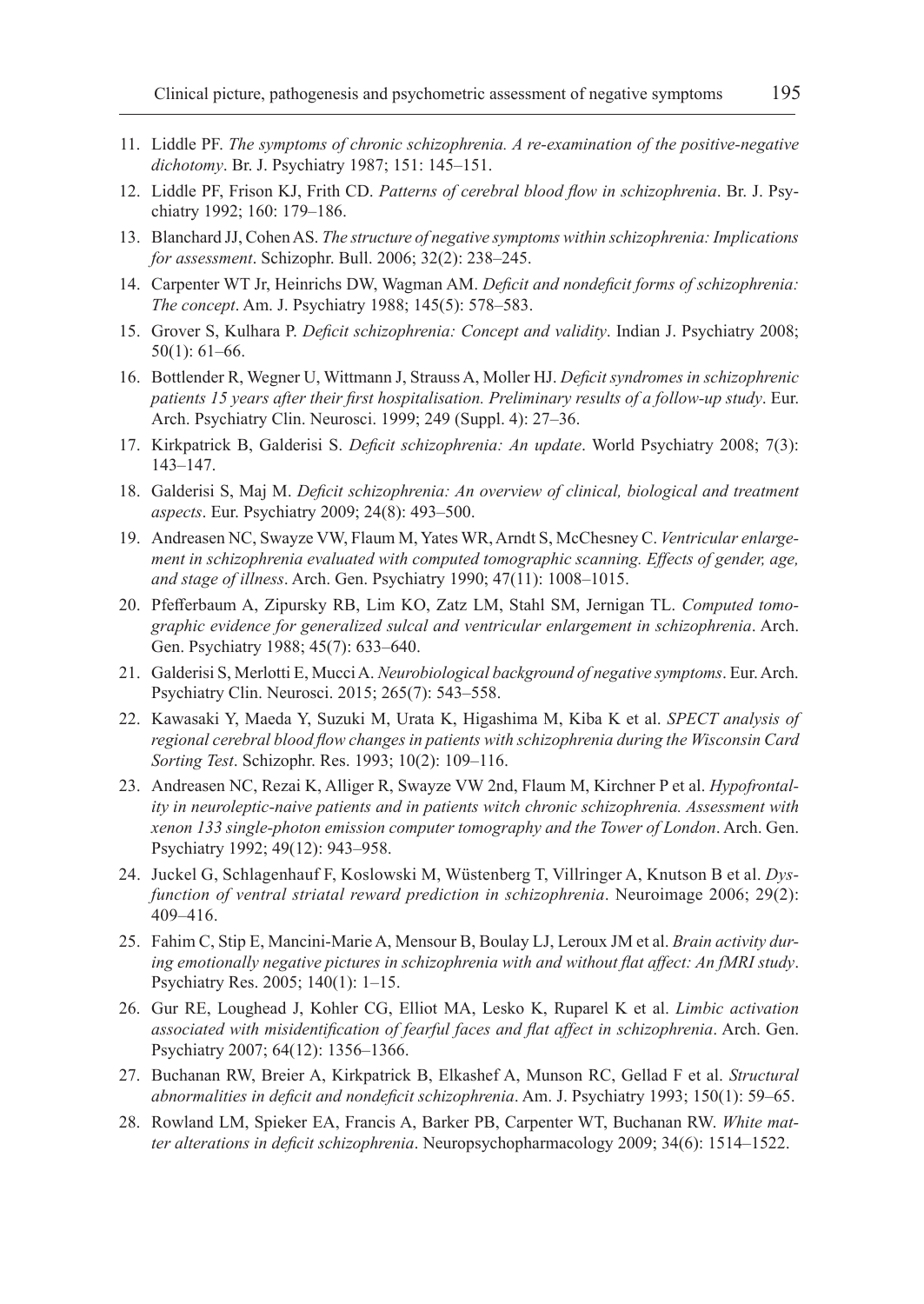11. Liddle PF. *The symptoms of chronic schizophrenia. A re-examination of the positive-negative dichotomy*. Br. J. Psychiatry 1987; 151: 145–151.
12. Liddle PF, Frison KJ, Frith CD. *Patterns of cerebral blood flow in schizophrenia*. Br. J. Psychiatry 1992; 160: 179–186.
13. Blanchard JJ, Cohen AS. *The structure of negative symptoms within schizophrenia: Implications for assessment*. Schizophr. Bull. 2006; 32(2): 238–245.
14. Carpenter WT Jr, Heinrichs DW, Wagman AM. *Deficit and nondeficit forms of schizophrenia: The concept*. Am. J. Psychiatry 1988; 145(5): 578–583.
15. Grover S, Kulhara P. *Deficit schizophrenia: Concept and validity*. Indian J. Psychiatry 2008; 50(1): 61–66.
16. Bottlender R, Wegner U, Wittmann J, Strauss A, Moller HJ. *Deficit syndromes in schizophrenic patients 15 years after their first hospitalisation. Preliminary results of a follow-up study*. Eur. Arch. Psychiatry Clin. Neurosci. 1999; 249 (Suppl. 4): 27–36.
17. Kirkpatrick B, Galderisi S. *Deficit schizophrenia: An update*. World Psychiatry 2008; 7(3): 143–147.
18. Galderisi S, Maj M. *Deficit schizophrenia: An overview of clinical, biological and treatment aspects*. Eur. Psychiatry 2009; 24(8): 493–500.
19. Andreasen NC, Swayze VW, Flaum M, Yates WR, Arndt S, McChesney C. *Ventricular enlargement in schizophrenia evaluated with computed tomographic scanning. Effects of gender, age, and stage of illness*. Arch. Gen. Psychiatry 1990; 47(11): 1008–1015.
20. Pfefferbaum A, Zipursky RB, Lim KO, Zatz LM, Stahl SM, Jernigan TL. *Computed tomographic evidence for generalized sulcal and ventricular enlargement in schizophrenia*. Arch. Gen. Psychiatry 1988; 45(7): 633–640.
21. Galderisi S, Merlotti E, Mucci A. *Neurobiological background of negative symptoms*. Eur. Arch. Psychiatry Clin. Neurosci. 2015; 265(7): 543–558.
22. Kawasaki Y, Maeda Y, Suzuki M, Urata K, Higashima M, Kiba K et al. *SPECT analysis of regional cerebral blood flow changes in patients with schizophrenia during the Wisconsin Card Sorting Test*. Schizophr. Res. 1993; 10(2): 109–116.
23. Andreasen NC, Rezai K, Alliger R, Swayze VW 2nd, Flaum M, Kirchner P et al. *Hypofrontality in neuroleptic-naive patients and in patients with chronic schizophrenia. Assessment with xenon 133 single-photon emission computer tomography and the Tower of London*. Arch. Gen. Psychiatry 1992; 49(12): 943–958.
24. Juckel G, Schlagenhauf F, Koslowski M, Wüstenberg T, Villringer A, Knutson B et al. *Dysfunction of ventral striatal reward prediction in schizophrenia*. Neuroimage 2006; 29(2): 409–416.
25. Fahim C, Stip E, Mancini-Marie A, Mensour B, Boulay LJ, Leroux JM et al. *Brain activity during emotionally negative pictures in schizophrenia with and without flat affect: An fMRI study*. Psychiatry Res. 2005; 140(1): 1–15.
26. Gur RE, Loughead J, Kohler CG, Elliot MA, Lesko K, Ruparel K et al. *Limbic activation associated with misidentification of fearful faces and flat affect in schizophrenia*. Arch. Gen. Psychiatry 2007; 64(12): 1356–1366.
27. Buchanan RW, Breier A, Kirkpatrick B, Elkashef A, Munson RC, Gellad F et al. *Structural abnormalities in deficit and nondeficit schizophrenia*. Am. J. Psychiatry 1993; 150(1): 59–65.
28. Rowland LM, Spieker EA, Francis A, Barker PB, Carpenter WT, Buchanan RW. *White matter alterations in deficit schizophrenia*. Neuropsychopharmacology 2009; 34(6): 1514–1522.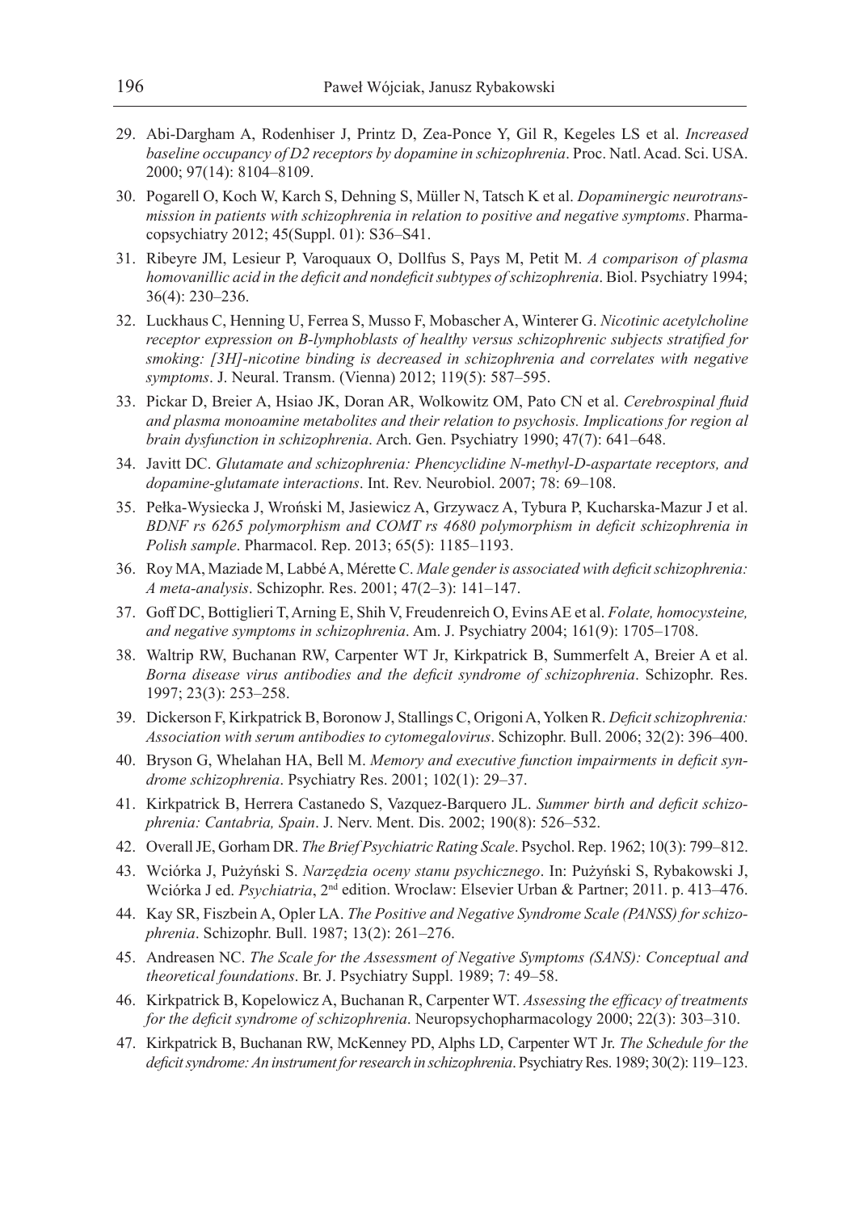29. Abi-Dargham A, Rodenhiser J, Printz D, Zea-Ponce Y, Gil R, Kegeles LS et al. *Increased baseline occupancy of D2 receptors by dopamine in schizophrenia*. Proc. Natl. Acad. Sci. USA. 2000; 97(14): 8104–8109.
30. Pogarell O, Koch W, Karch S, Dehning S, Müller N, Tatsch K et al. *Dopaminergic neurotransmission in patients with schizophrenia in relation to positive and negative symptoms*. Pharmacopsychiatry 2012; 45(Suppl. 01): S36–S41.
31. Ribeyre JM, Lesieur P, Varoquaux O, Dollfus S, Pays M, Petit M. *A comparison of plasma homovanillic acid in the deficit and nondeficit subtypes of schizophrenia*. Biol. Psychiatry 1994; 36(4): 230–236.
32. Luckhaus C, Henning U, Ferrea S, Musso F, Mobascher A, Winterer G. *Nicotinic acetylcholine receptor expression on B-lymphoblasts of healthy versus schizophrenic subjects stratified for smoking: [3H]-nicotine binding is decreased in schizophrenia and correlates with negative symptoms*. J. Neural. Transm. (Vienna) 2012; 119(5): 587–595.
33. Pickar D, Breier A, Hsiao JK, Doran AR, Wolkowitz OM, Pato CN et al. *Cerebrospinal fluid and plasma monoamine metabolites and their relation to psychosis. Implications for region al brain dysfunction in schizophrenia*. Arch. Gen. Psychiatry 1990; 47(7): 641–648.
34. Javitt DC. *Glutamate and schizophrenia: Phencyclidine N-methyl-D-aspartate receptors, and dopamine-glutamate interactions*. Int. Rev. Neurobiol. 2007; 78: 69–108.
35. Pełka-Wysiecka J, Wroński M, Jasiewicz A, Grzywacz A, Tybura P, Kucharska-Mazur J et al. *BDNF rs 6265 polymorphism and COMT rs 4680 polymorphism in deficit schizophrenia in Polish sample*. Pharmacol. Rep. 2013; 65(5): 1185–1193.
36. Roy MA, Maziade M, Labbé A, Mérette C. *Male gender is associated with deficit schizophrenia: A meta-analysis*. Schizophr. Res. 2001; 47(2–3): 141–147.
37. Goff DC, Bottiglieri T, Arning E, Shih V, Freudenreich O, Evins AE et al. *Folate, homocysteine, and negative symptoms in schizophrenia*. Am. J. Psychiatry 2004; 161(9): 1705–1708.
38. Waltrip RW, Buchanan RW, Carpenter WT Jr, Kirkpatrick B, Summerfelt A, Breier A et al. *Borna disease virus antibodies and the deficit syndrome of schizophrenia*. Schizophr. Res. 1997; 23(3): 253–258.
39. Dickerson F, Kirkpatrick B, Boronow J, Stallings C, Origoni A, Yolken R. *Deficit schizophrenia: Association with serum antibodies to cytomegalovirus*. Schizophr. Bull. 2006; 32(2): 396–400.
40. Bryson G, Whelahan HA, Bell M. *Memory and executive function impairments in deficit syndrome schizophrenia*. Psychiatry Res. 2001; 102(1): 29–37.
41. Kirkpatrick B, Herrera Castanedo S, Vazquez-Barquero JL. *Summer birth and deficit schizophrenia: Cantabria, Spain*. J. Nerv. Ment. Dis. 2002; 190(8): 526–532.
42. Overall JE, Gorham DR. *The Brief Psychiatric Rating Scale*. Psychol. Rep. 1962; 10(3): 799–812.
43. Wciórka J, Pużyński S. *Narzędzia oceny stanu psychicznego*. In: Pużyński S, Rybakowski J, Wciórka J ed. *Psychiatria*, 2nd edition. Wroclaw: Elsevier Urban & Partner; 2011. p. 413–476.
44. Kay SR, Fiszbein A, Opler LA. *The Positive and Negative Syndrome Scale (PANSS) for schizophrenia*. Schizophr. Bull. 1987; 13(2): 261–276.
45. Andreasen NC. *The Scale for the Assessment of Negative Symptoms (SANS): Conceptual and theoretical foundations*. Br. J. Psychiatry Suppl. 1989; 7: 49–58.
46. Kirkpatrick B, Kopelowicz A, Buchanan R, Carpenter WT. *Assessing the efficacy of treatments for the deficit syndrome of schizophrenia*. Neuropsychopharmacology 2000; 22(3): 303–310.
47. Kirkpatrick B, Buchanan RW, McKenney PD, Alphs LD, Carpenter WT Jr. *The Schedule for the deficit syndrome: An instrument for research in schizophrenia*. Psychiatry Res. 1989; 30(2): 119–123.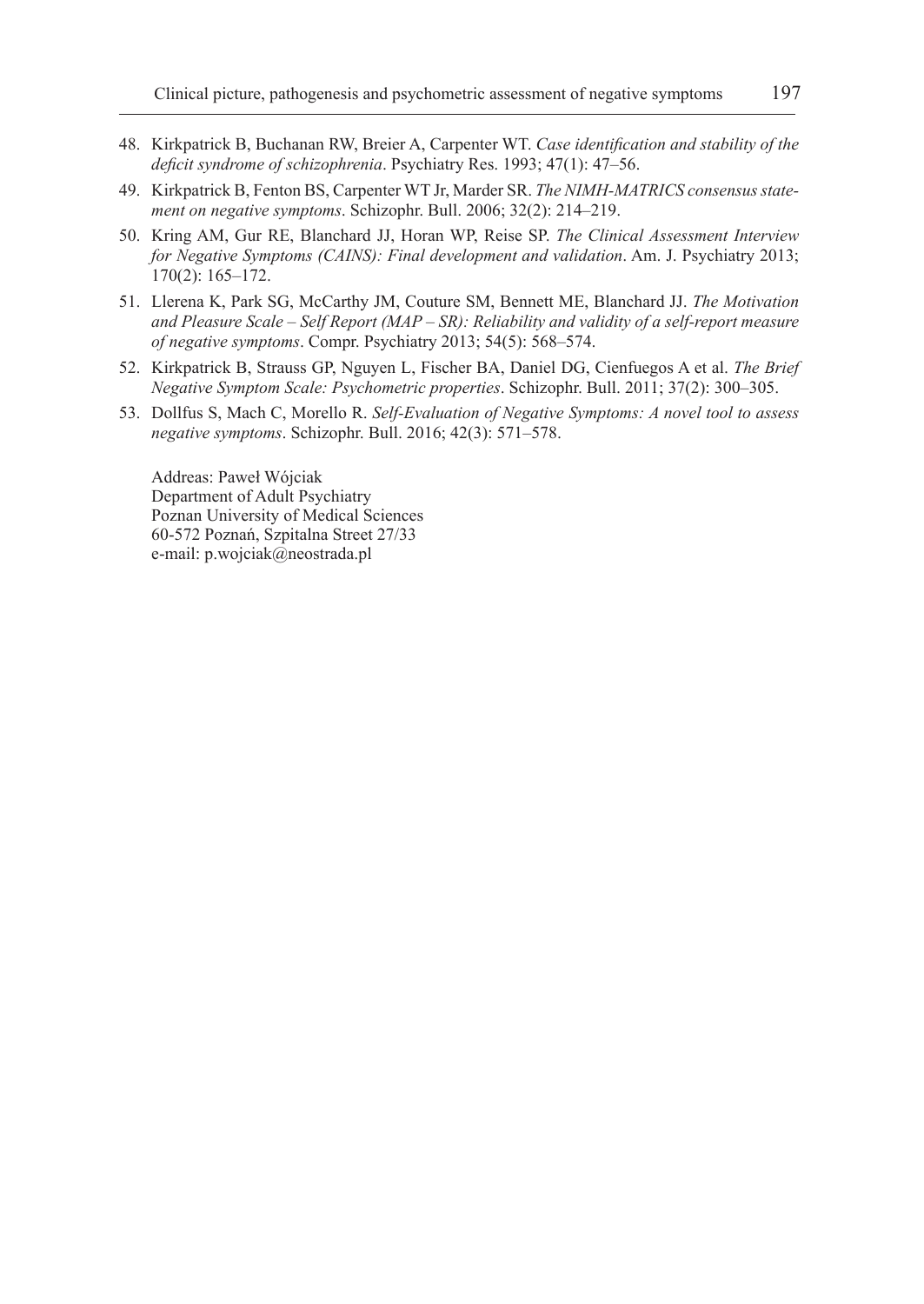48. Kirkpatrick B, Buchanan RW, Breier A, Carpenter WT. *Case identification and stability of the deficit syndrome of schizophrenia*. Psychiatry Res. 1993; 47(1): 47–56.
49. Kirkpatrick B, Fenton BS, Carpenter WT Jr, Marder SR. *The NIMH-MATRICS consensus statement on negative symptoms*. Schizophr. Bull. 2006; 32(2): 214–219.
50. Kring AM, Gur RE, Blanchard JJ, Horan WP, Reise SP. *The Clinical Assessment Interview for Negative Symptoms (CAINS): Final development and validation*. Am. J. Psychiatry 2013; 170(2): 165–172.
51. Llerena K, Park SG, McCarthy JM, Couture SM, Bennett ME, Blanchard JJ. *The Motivation and Pleasure Scale – Self Report (MAP – SR): Reliability and validity of a self-report measure of negative symptoms*. Compr. Psychiatry 2013; 54(5): 568–574.
52. Kirkpatrick B, Strauss GP, Nguyen L, Fischer BA, Daniel DG, Cienfuegos A et al. *The Brief Negative Symptom Scale: Psychometric properties*. Schizophr. Bull. 2011; 37(2): 300–305.
53. Dollfus S, Mach C, Morello R. *Self-Evaluation of Negative Symptoms: A novel tool to assess negative symptoms*. Schizophr. Bull. 2016; 42(3): 571–578.

Addreas: Paweł Wójciak
Department of Adult Psychiatry
Poznan University of Medical Sciences
60-572 Poznań, Szpitalna Street 27/33
e-mail: p.wojciak@neostrada.pl